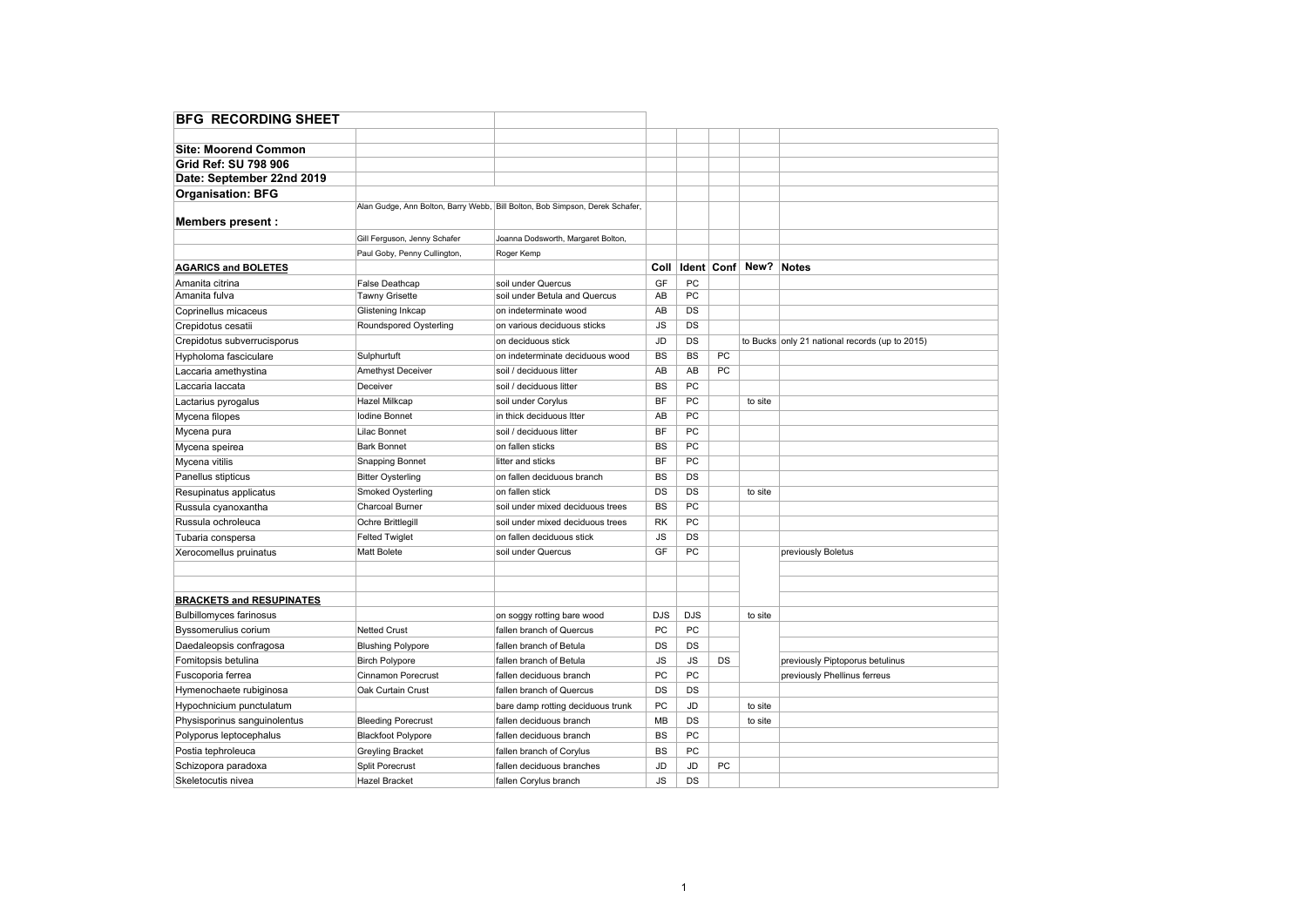## BFG RECORDING SHEET

**Site: Moorend Common**

**Grid Ref: SU 798 906**

**Date: September 22nd 2019**

**Organisation: BFG**

**Members present :** Alan Gudge, Ann Bolton, Barry Webb, Bill Bolton, Bob Simpson, Derek Schafer, Gill Ferguson, Jenny Schafer, Joanna Dodsworth, Margaret Bolton, Paul Goby, Penny Cullington, Roger Kemp

| **AGARICS and BOLETES** | | | Coll | Ident | Conf | New? | Notes |
|---|---|---|---|---|---|---|---|
| Amanita citrina | False Deathcap | soil under Quercus | GF | PC | | | |
| Amanita fulva | Tawny Grisette | soil under Betula and Quercus | AB | PC | | | |
| Coprinellus micaceus | Glistening Inkcap | on indeterminate wood | AB | DS | | | |
| Crepidotus cesatii | Roundspored Oysterling | on various deciduous sticks | JS | DS | | | |
| Crepidotus subverrucisporus | | on deciduous stick | JD | DS | | to Bucks | only 21 national records (up to 2015) |
| Hypholoma fasciculare | Sulphurtuft | on indeterminate deciduous wood | BS | BS | PC | | |
| Laccaria amethystina | Amethyst Deceiver | soil / deciduous litter | AB | AB | PC | | |
| Laccaria laccata | Deceiver | soil / deciduous litter | BS | PC | | | |
| Lactarius pyrogalus | Hazel Milkcap | soil under Corylus | BF | PC | | to site | |
| Mycena filopes | Iodine Bonnet | in thick deciduous ltter | AB | PC | | | |
| Mycena pura | Lilac Bonnet | soil / deciduous litter | BF | PC | | | |
| Mycena speirea | Bark Bonnet | on fallen sticks | BS | PC | | | |
| Mycena vitilis | Snapping Bonnet | litter and sticks | BF | PC | | | |
| Panellus stipticus | Bitter Oysterling | on fallen deciduous branch | BS | DS | | | |
| Resupinatus applicatus | Smoked Oysterling | on fallen stick | DS | DS | | to site | |
| Russula cyanoxantha | Charcoal Burner | soil under mixed deciduous trees | BS | PC | | | |
| Russula ochroleuca | Ochre Brittlegill | soil under mixed deciduous trees | RK | PC | | | |
| Tubaria conspersa | Felted Twiglet | on fallen deciduous stick | JS | DS | | | |
| Xerocomellus pruinatus | Matt Bolete | soil under Quercus | GF | PC | | | previously Boletus |
| | | | | | | | |
| | | | | | | | |
| **BRACKETS and RESUPINATES** | | | | | | | |
| Bulbillomyces farinosus | | on soggy rotting bare wood | DJS | DJS | | to site | |
| Byssomerulius corium | Netted Crust | fallen branch of Quercus | PC | PC | | | |
| Daedaleopsis confragosa | Blushing Polypore | fallen branch of Betula | DS | DS | | | |
| Fomitopsis betulina | Birch Polypore | fallen branch of Betula | JS | JS | DS | | previously Piptoporus betulinus |
| Fuscoporia ferrea | Cinnamon Porecrust | fallen deciduous branch | PC | PC | | | previously Phellinus ferreus |
| Hymenochaete rubiginosa | Oak Curtain Crust | fallen branch of Quercus | DS | DS | | | |
| Hypochnicium punctulatum | | bare damp rotting deciduous trunk | PC | JD | | to site | |
| Physisporinus sanguinolentus | Bleeding Porecrust | fallen deciduous branch | MB | DS | | to site | |
| Polyporus leptocephalus | Blackfoot Polypore | fallen deciduous branch | BS | PC | | | |
| Postia tephroleuca | Greyling Bracket | fallen branch of Corylus | BS | PC | | | |
| Schizopora paradoxa | Split Porecrust | fallen deciduous branches | JD | JD | PC | | |
| Skeletocutis nivea | Hazel Bracket | fallen Corylus branch | JS | DS | | | |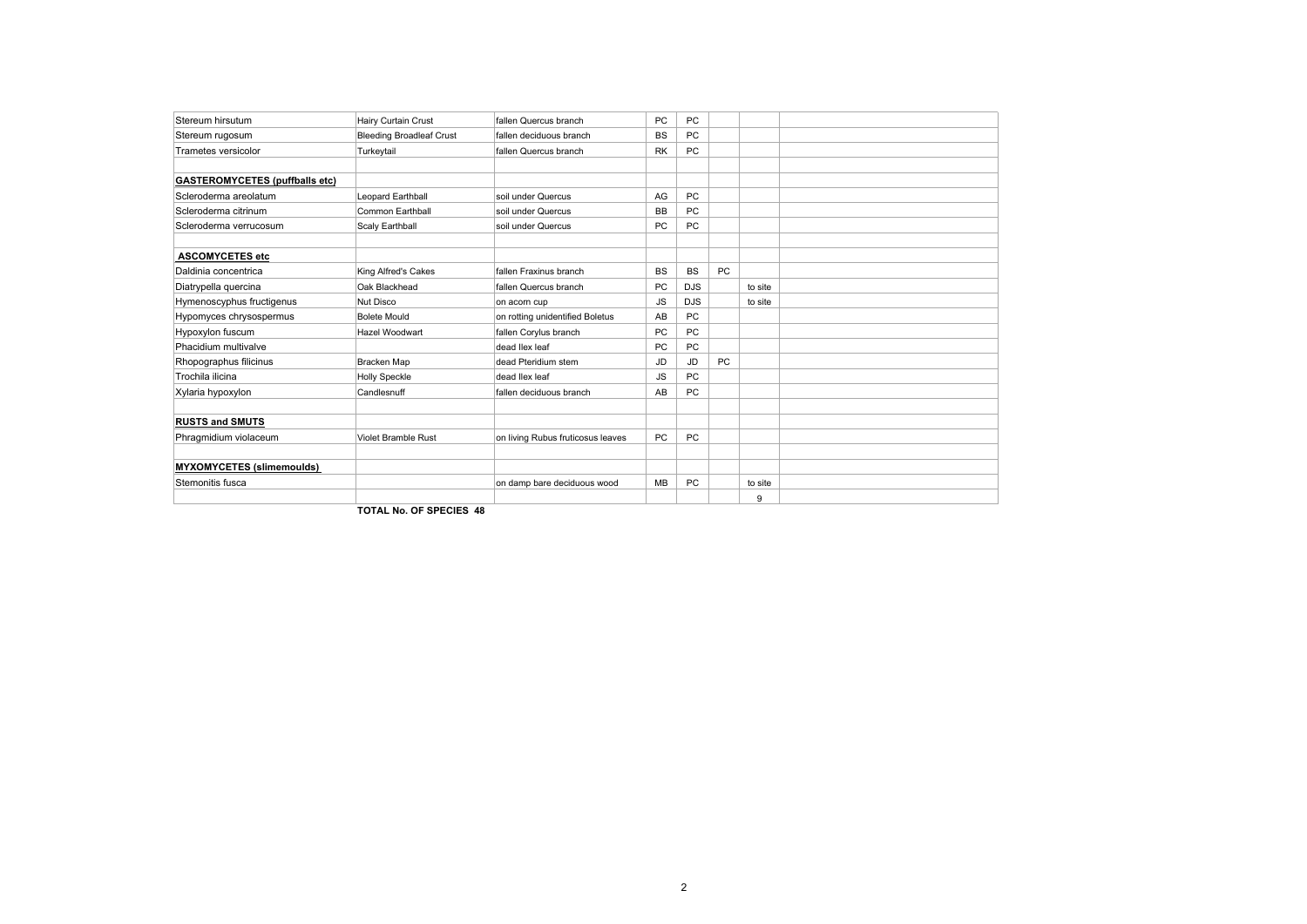| | | | | | | | |
|---|---|---|---|---|---|---|---|
| Stereum hirsutum | Hairy Curtain Crust | fallen Quercus branch | PC | PC | | | |
| Stereum rugosum | Bleeding Broadleaf Crust | fallen deciduous branch | BS | PC | | | |
| Trametes versicolor | Turkeytail | fallen Quercus branch | RK | PC | | | |
| | | | | | | | |
| **GASTEROMYCETES (puffballs etc)** | | | | | | | |
| Scleroderma areolatum | Leopard Earthball | soil under Quercus | AG | PC | | | |
| Scleroderma citrinum | Common Earthball | soil under Quercus | BB | PC | | | |
| Scleroderma verrucosum | Scaly Earthball | soil under Quercus | PC | PC | | | |
| | | | | | | | |
| **ASCOMYCETES etc** | | | | | | | |
| Daldinia concentrica | King Alfred's Cakes | fallen Fraxinus branch | BS | BS | PC | | |
| Diatrypella quercina | Oak Blackhead | fallen Quercus branch | PC | DJS | | to site | |
| Hymenoscyphus fructigenus | Nut Disco | on acorn cup | JS | DJS | | to site | |
| Hypomyces chrysospermus | Bolete Mould | on rotting unidentified Boletus | AB | PC | | | |
| Hypoxylon fuscum | Hazel Woodwart | fallen Corylus branch | PC | PC | | | |
| Phacidium multivalve | | dead Ilex leaf | PC | PC | | | |
| Rhopographus filicinus | Bracken Map | dead Pteridium stem | JD | JD | PC | | |
| Trochila ilicina | Holly Speckle | dead Ilex leaf | JS | PC | | | |
| Xylaria hypoxylon | Candlesnuff | fallen deciduous branch | AB | PC | | | |
| | | | | | | | |
| **RUSTS and SMUTS** | | | | | | | |
| Phragmidium violaceum | Violet Bramble Rust | on living Rubus fruticosus leaves | PC | PC | | | |
| | | | | | | | |
| **MYXOMYCETES (slimemoulds)** | | | | | | | |
| Stemonitis fusca | | on damp bare deciduous wood | MB | PC | | to site | |
| | | | | | | 9 | |

**TOTAL No. OF SPECIES 48**